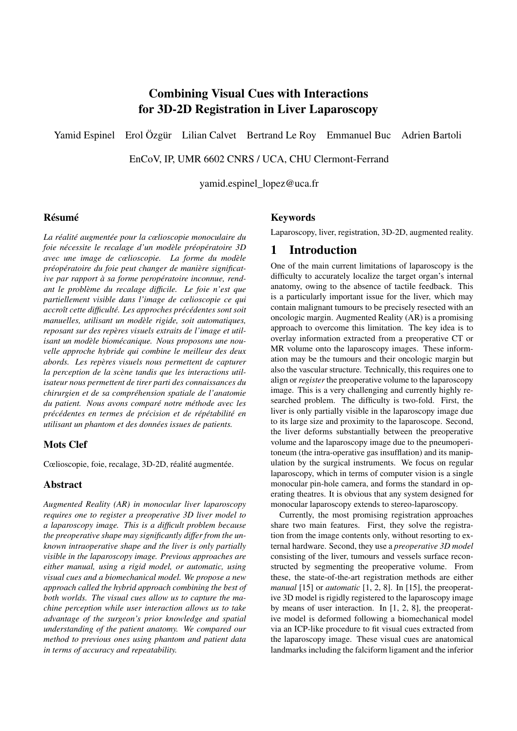# Combining Visual Cues with Interactions for 3D-2D Registration in Liver Laparoscopy

Yamid Espinel Erol Özgür Lilian Calvet Bertrand Le Roy Emmanuel Buc Adrien Bartoli

EnCoV, IP, UMR 6602 CNRS / UCA, CHU Clermont-Ferrand

yamid.espinel_lopez@uca.fr

## Résumé

*La réalité augmentée pour la cœlioscopie monoculaire du foie nécessite le recalage d'un modèle préopératoire 3D avec une image de cœlioscopie. La forme du modèle préopératoire du foie peut changer de manière significative par rapport à sa forme peropératoire inconnue, rendant le problème du recalage difficile. Le foie n'est que partiellement visible dans l'image de cœlioscopie ce qui accroît cette difficulté. Les approches précédentes sont soit manuelles, utilisant un modèle rigide, soit automatiques, reposant sur des repères visuels extraits de l'image et utilisant un modèle biomécanique. Nous proposons une nouvelle approche hybride qui combine le meilleur des deux abords. Les repères visuels nous permettent de capturer la perception de la scène tandis que les interactions utilisateur nous permettent de tirer parti des connaissances du chirurgien et de sa compréhension spatiale de l'anatomie du patient. Nous avons comparé notre méthode avec les précédentes en termes de précision et de répétabilité en utilisant un phantom et des données issues de patients.*

## Mots Clef

Cœlioscopie, foie, recalage, 3D-2D, réalité augmentée.

## Abstract

*Augmented Reality (AR) in monocular liver laparoscopy requires one to register a preoperative 3D liver model to a laparoscopy image. This is a difficult problem because the preoperative shape may significantly differ from the unknown intraoperative shape and the liver is only partially visible in the laparoscopy image. Previous approaches are either manual, using a rigid model, or automatic, using visual cues and a biomechanical model. We propose a new approach called the hybrid approach combining the best of both worlds. The visual cues allow us to capture the machine perception while user interaction allows us to take advantage of the surgeon's prior knowledge and spatial understanding of the patient anatomy. We compared our method to previous ones using phantom and patient data in terms of accuracy and repeatability.*

## Keywords

Laparoscopy, liver, registration, 3D-2D, augmented reality.

## 1 Introduction

One of the main current limitations of laparoscopy is the difficulty to accurately localize the target organ's internal anatomy, owing to the absence of tactile feedback. This is a particularly important issue for the liver, which may contain malignant tumours to be precisely resected with an oncologic margin. Augmented Reality (AR) is a promising approach to overcome this limitation. The key idea is to overlay information extracted from a preoperative CT or MR volume onto the laparoscopy images. These information may be the tumours and their oncologic margin but also the vascular structure. Technically, this requires one to align or *register* the preoperative volume to the laparoscopy image. This is a very challenging and currently highly researched problem. The difficulty is two-fold. First, the liver is only partially visible in the laparoscopy image due to its large size and proximity to the laparoscope. Second, the liver deforms substantially between the preoperative volume and the laparoscopy image due to the pneumoperitoneum (the intra-operative gas insufflation) and its manipulation by the surgical instruments. We focus on regular laparoscopy, which in terms of computer vision is a single monocular pin-hole camera, and forms the standard in operating theatres. It is obvious that any system designed for monocular laparoscopy extends to stereo-laparoscopy.

Currently, the most promising registration approaches share two main features. First, they solve the registration from the image contents only, without resorting to external hardware. Second, they use a *preoperative 3D model* consisting of the liver, tumours and vessels surface reconstructed by segmenting the preoperative volume. From these, the state-of-the-art registration methods are either *manual* [15] or *automatic* [1, 2, 8]. In [15], the preoperative 3D model is rigidly registered to the laparoscopy image by means of user interaction. In [1, 2, 8], the preoperative model is deformed following a biomechanical model via an ICP-like procedure to fit visual cues extracted from the laparoscopy image. These visual cues are anatomical landmarks including the falciform ligament and the inferior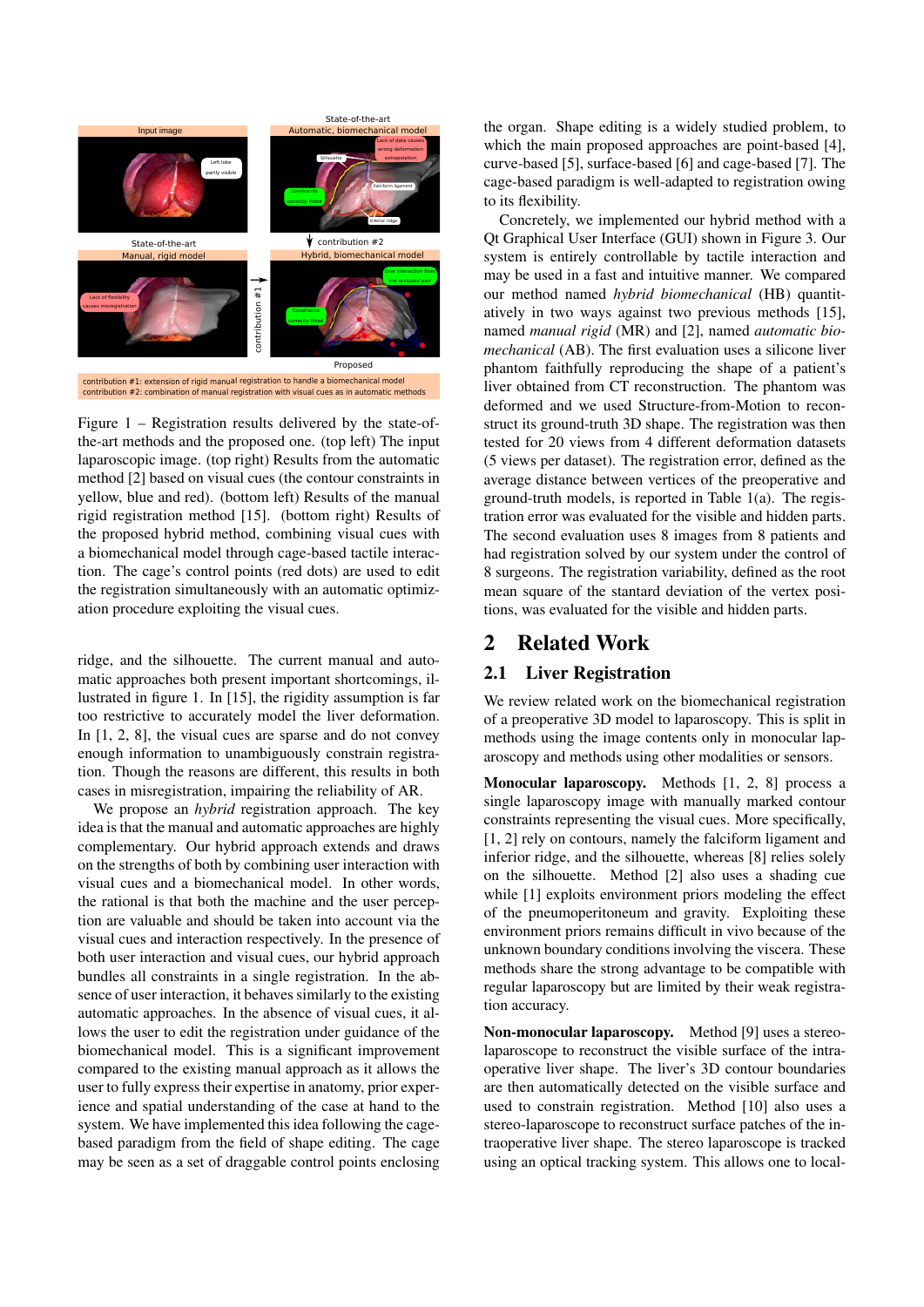Figure 1 – Registration results delivered by the state-of-the-art methods and the proposed one. (top left) The input laparoscopic image. (top right) Results from the automatic method [2] based on visual cues (the contour constraints in yellow, blue and red). (bottom left) Results of the manual rigid registration method [15]. (bottom right) Results of the proposed hybrid method, combining visual cues with a biomechanical model through cage-based tactile interaction. The cage's control points (red dots) are used to edit the registration simultaneously with an automatic optimization procedure exploiting the visual cues.

ridge, and the silhouette. The current manual and automatic approaches both present important shortcomings, illustrated in figure 1. In [15], the rigidity assumption is far too restrictive to accurately model the liver deformation. In [1, 2, 8], the visual cues are sparse and do not convey enough information to unambiguously constrain registration. Though the reasons are different, this results in both cases in misregistration, impairing the reliability of AR.

We propose an *hybrid* registration approach. The key idea is that the manual and automatic approaches are highly complementary. Our hybrid approach extends and draws on the strengths of both by combining user interaction with visual cues and a biomechanical model. In other words, the rational is that both the machine and the user perception are valuable and should be taken into account via the visual cues and interaction respectively. In the presence of both user interaction and visual cues, our hybrid approach bundles all constraints in a single registration. In the absence of user interaction, it behaves similarly to the existing automatic approaches. In the absence of visual cues, it allows the user to edit the registration under guidance of the biomechanical model. This is a significant improvement compared to the existing manual approach as it allows the user to fully express their expertise in anatomy, prior experience and spatial understanding of the case at hand to the system. We have implemented this idea following the cage-based paradigm from the field of shape editing. The cage may be seen as a set of draggable control points enclosing the organ. Shape editing is a widely studied problem, to which the main proposed approaches are point-based [4], curve-based [5], surface-based [6] and cage-based [7]. The cage-based paradigm is well-adapted to registration owing to its flexibility.

Concretely, we implemented our hybrid method with a Qt Graphical User Interface (GUI) shown in Figure 3. Our system is entirely controllable by tactile interaction and may be used in a fast and intuitive manner. We compared our method named *hybrid biomechanical* (HB) quantitatively in two ways against two previous methods [15], named *manual rigid* (MR) and [2], named *automatic biomechanical* (AB). The first evaluation uses a silicone liver phantom faithfully reproducing the shape of a patient's liver obtained from CT reconstruction. The phantom was deformed and we used Structure-from-Motion to reconstruct its ground-truth 3D shape. The registration was then tested for 20 views from 4 different deformation datasets (5 views per dataset). The registration error, defined as the average distance between vertices of the preoperative and ground-truth models, is reported in Table 1(a). The registration error was evaluated for the visible and hidden parts. The second evaluation uses 8 images from 8 patients and had registration solved by our system under the control of 8 surgeons. The registration variability, defined as the root mean square of the standard deviation of the vertex positions, was evaluated for the visible and hidden parts.

# 2 Related Work

## 2.1 Liver Registration

We review related work on the biomechanical registration of a preoperative 3D model to laparoscopy. This is split in methods using the image contents only in monocular laparoscopy and methods using other modalities or sensors.

**Monocular laparoscopy.** Methods [1, 2, 8] process a single laparoscopy image with manually marked contour constraints representing the visual cues. More specifically, [1, 2] rely on contours, namely the falciform ligament and inferior ridge, and the silhouette, whereas [8] relies solely on the silhouette. Method [2] also uses a shading cue while [1] exploits environment priors modeling the effect of the pneumoperitoneum and gravity. Exploiting these environment priors remains difficult in vivo because of the unknown boundary conditions involving the viscera. These methods share the strong advantage to be compatible with regular laparoscopy but are limited by their weak registration accuracy.

**Non-monocular laparoscopy.** Method [9] uses a stereo-laparoscope to reconstruct the visible surface of the intraoperative liver shape. The liver's 3D contour boundaries are then automatically detected on the visible surface and used to constrain registration. Method [10] also uses a stereo-laparoscope to reconstruct surface patches of the intraoperative liver shape. The stereo laparoscope is tracked using an optical tracking system. This allows one to local-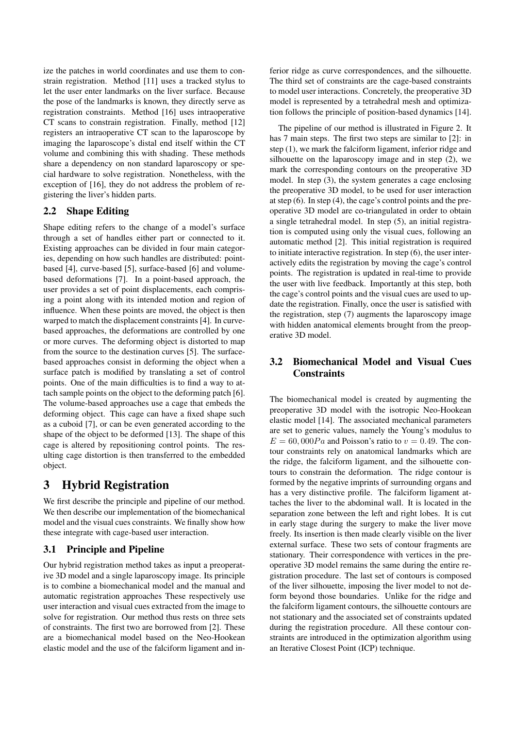ize the patches in world coordinates and use them to constrain registration. Method [11] uses a tracked stylus to let the user enter landmarks on the liver surface. Because the pose of the landmarks is known, they directly serve as registration constraints. Method [16] uses intraoperative CT scans to constrain registration. Finally, method [12] registers an intraoperative CT scan to the laparoscope by imaging the laparoscope's distal end itself within the CT volume and combining this with shading. These methods share a dependency on non standard laparoscopy or special hardware to solve registration. Nonetheless, with the exception of [16], they do not address the problem of registering the liver's hidden parts.

## 2.2 Shape Editing

Shape editing refers to the change of a model's surface through a set of handles either part or connected to it. Existing approaches can be divided in four main categories, depending on how such handles are distributed: point-based [4], curve-based [5], surface-based [6] and volume-based deformations [7]. In a point-based approach, the user provides a set of point displacements, each comprising a point along with its intended motion and region of influence. When these points are moved, the object is then warped to match the displacement constraints [4]. In curve-based approaches, the deformations are controlled by one or more curves. The deforming object is distorted to map from the source to the destination curves [5]. The surface-based approaches consist in deforming the object when a surface patch is modified by translating a set of control points. One of the main difficulties is to find a way to attach sample points on the object to the deforming patch [6]. The volume-based approaches use a cage that embeds the deforming object. This cage can have a fixed shape such as a cuboid [7], or can be even generated according to the shape of the object to be deformed [13]. The shape of this cage is altered by repositioning control points. The resulting cage distortion is then transferred to the embedded object.

# 3 Hybrid Registration

We first describe the principle and pipeline of our method. We then describe our implementation of the biomechanical model and the visual cues constraints. We finally show how these integrate with cage-based user interaction.

## 3.1 Principle and Pipeline

Our hybrid registration method takes as input a preoperative 3D model and a single laparoscopy image. Its principle is to combine a biomechanical model and the manual and automatic registration approaches These respectively use user interaction and visual cues extracted from the image to solve for registration. Our method thus rests on three sets of constraints. The first two are borrowed from [2]. These are a biomechanical model based on the Neo-Hookean elastic model and the use of the falciform ligament and inferior ridge as curve correspondences, and the silhouette. The third set of constraints are the cage-based constraints to model user interactions. Concretely, the preoperative 3D model is represented by a tetrahedral mesh and optimization follows the principle of position-based dynamics [14].

The pipeline of our method is illustrated in Figure 2. It has 7 main steps. The first two steps are similar to [2]: in step (1), we mark the falciform ligament, inferior ridge and silhouette on the laparoscopy image and in step (2), we mark the corresponding contours on the preoperative 3D model. In step (3), the system generates a cage enclosing the preoperative 3D model, to be used for user interaction at step (6). In step (4), the cage's control points and the preoperative 3D model are co-triangulated in order to obtain a single tetrahedral model. In step (5), an initial registration is computed using only the visual cues, following an automatic method [2]. This initial registration is required to initiate interactive registration. In step (6), the user interactively edits the registration by moving the cage's control points. The registration is updated in real-time to provide the user with live feedback. Importantly at this step, both the cage's control points and the visual cues are used to update the registration. Finally, once the user is satisfied with the registration, step (7) augments the laparoscopy image with hidden anatomical elements brought from the preoperative 3D model.

## 3.2 Biomechanical Model and Visual Cues Constraints

The biomechanical model is created by augmenting the preoperative 3D model with the isotropic Neo-Hookean elastic model [14]. The associated mechanical parameters are set to generic values, namely the Young's modulus to $E = 60,000Pa$ and Poisson's ratio to $v = 0.49$. The contour constraints rely on anatomical landmarks which are the ridge, the falciform ligament, and the silhouette contours to constrain the deformation. The ridge contour is formed by the negative imprints of surrounding organs and has a very distinctive profile. The falciform ligament attaches the liver to the abdominal wall. It is located in the separation zone between the left and right lobes. It is cut in early stage during the surgery to make the liver move freely. Its insertion is then made clearly visible on the liver external surface. These two sets of contour fragments are stationary. Their correspondence with vertices in the preoperative 3D model remains the same during the entire registration procedure. The last set of contours is composed of the liver silhouette, imposing the liver model to not deform beyond those boundaries. Unlike for the ridge and the falciform ligament contours, the silhouette contours are not stationary and the associated set of constraints updated during the registration procedure. All these contour constraints are introduced in the optimization algorithm using an Iterative Closest Point (ICP) technique.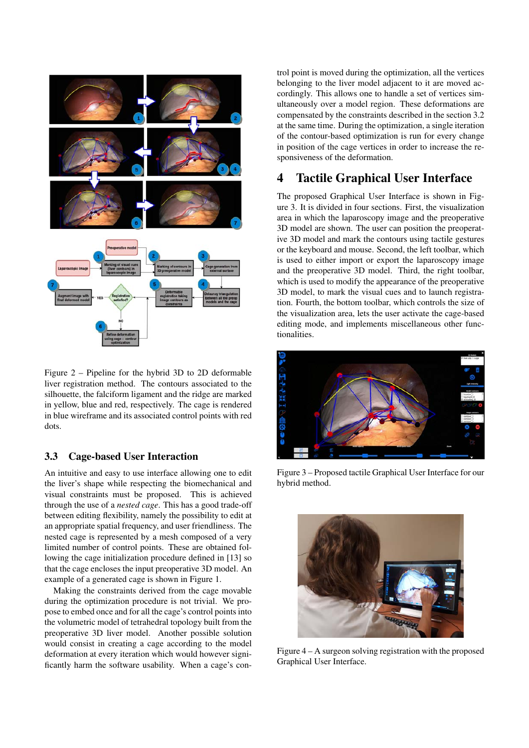Figure 2 – Pipeline for the hybrid 3D to 2D deformable liver registration method. The contours associated to the silhouette, the falciform ligament and the ridge are marked in yellow, blue and red, respectively. The cage is rendered in blue wireframe and its associated control points with red dots.

### 3.3 Cage-based User Interaction

An intuitive and easy to use interface allowing one to edit the liver's shape while respecting the biomechanical and visual constraints must be proposed. This is achieved through the use of a *nested cage*. This has a good trade-off between editing flexibility, namely the possibility to edit at an appropriate spatial frequency, and user friendliness. The nested cage is represented by a mesh composed of a very limited number of control points. These are obtained following the cage initialization procedure defined in [13] so that the cage encloses the input preoperative 3D model. An example of a generated cage is shown in Figure 1.

Making the constraints derived from the cage movable during the optimization procedure is not trivial. We propose to embed once and for all the cage's control points into the volumetric model of tetrahedral topology built from the preoperative 3D liver model. Another possible solution would consist in creating a cage according to the model deformation at every iteration which would however significantly harm the software usability. When a cage's control point is moved during the optimization, all the vertices belonging to the liver model adjacent to it are moved accordingly. This allows one to handle a set of vertices simultaneously over a model region. These deformations are compensated by the constraints described in the section 3.2 at the same time. During the optimization, a single iteration of the contour-based optimization is run for every change in position of the cage vertices in order to increase the responsiveness of the deformation.

## 4 Tactile Graphical User Interface

The proposed Graphical User Interface is shown in Figure 3. It is divided in four sections. First, the visualization area in which the laparoscopy image and the preoperative 3D model are shown. The user can position the preoperative 3D model and mark the contours using tactile gestures or the keyboard and mouse. Second, the left toolbar, which is used to either import or export the laparoscopy image and the preoperative 3D model. Third, the right toolbar, which is used to modify the appearance of the preoperative 3D model, to mark the visual cues and to launch registration. Fourth, the bottom toolbar, which controls the size of the visualization area, lets the user activate the cage-based editing mode, and implements miscellaneous other functionalities.

Figure 3 – Proposed tactile Graphical User Interface for our hybrid method.

Figure 4 – A surgeon solving registration with the proposed Graphical User Interface.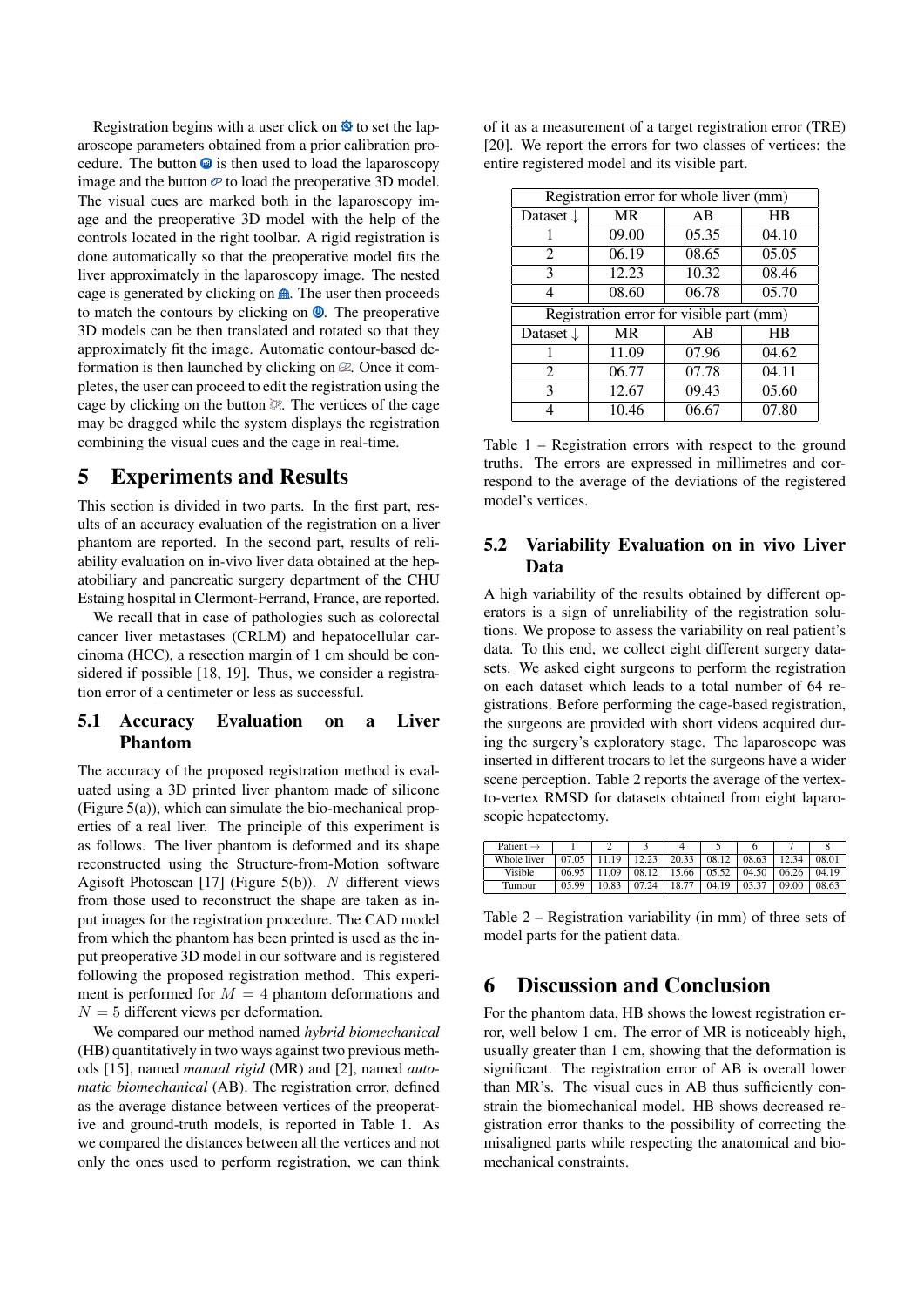Registration begins with a user click on to set the laparoscope parameters obtained from a prior calibration procedure. The button is then used to load the laparoscopy image and the button to load the preoperative 3D model. The visual cues are marked both in the laparoscopy image and the preoperative 3D model with the help of the controls located in the right toolbar. A rigid registration is done automatically so that the preoperative model fits the liver approximately in the laparoscopy image. The nested cage is generated by clicking on . The user then proceeds to match the contours by clicking on . The preoperative 3D models can be then translated and rotated so that they approximately fit the image. Automatic contour-based deformation is then launched by clicking on . Once it completes, the user can proceed to edit the registration using the cage by clicking on the button . The vertices of the cage may be dragged while the system displays the registration combining the visual cues and the cage in real-time.

# 5 Experiments and Results

This section is divided in two parts. In the first part, results of an accuracy evaluation of the registration on a liver phantom are reported. In the second part, results of reliability evaluation on in-vivo liver data obtained at the hepatobiliary and pancreatic surgery department of the CHU Estaing hospital in Clermont-Ferrand, France, are reported.

We recall that in case of pathologies such as colorectal cancer liver metastases (CRLM) and hepatocellular carcinoma (HCC), a resection margin of 1 cm should be considered if possible [18, 19]. Thus, we consider a registration error of a centimeter or less as successful.

## 5.1 Accuracy Evaluation on a Liver Phantom

The accuracy of the proposed registration method is evaluated using a 3D printed liver phantom made of silicone (Figure 5(a)), which can simulate the bio-mechanical properties of a real liver. The principle of this experiment is as follows. The liver phantom is deformed and its shape reconstructed using the Structure-from-Motion software Agisoft Photoscan [17] (Figure 5(b)). $N$ different views from those used to reconstruct the shape are taken as input images for the registration procedure. The CAD model from which the phantom has been printed is used as the input preoperative 3D model in our software and is registered following the proposed registration method. This experiment is performed for $M = 4$ phantom deformations and $N = 5$ different views per deformation.

We compared our method named *hybrid biomechanical* (HB) quantitatively in two ways against two previous methods [15], named *manual rigid* (MR) and [2], named *automatic biomechanical* (AB). The registration error, defined as the average distance between vertices of the preoperative liver and ground-truth models, is reported in Table 1. As we compared the distances between all the vertices and not only the ones used to perform registration, we can think of it as a measurement of a target registration error (TRE) [20]. We report the errors for two classes of vertices: the entire registered model and its visible part.

| Registration error for whole liver (mm) | | | |
|---|---|---|---|
| Dataset ↓ | MR | AB | HB |
| 1 | 09.00 | 05.35 | 04.10 |
| 2 | 06.19 | 08.65 | 05.05 |
| 3 | 12.23 | 10.32 | 08.46 |
| 4 | 08.60 | 06.78 | 05.70 |
| **Registration error for visible part (mm)** | | | |
| Dataset ↓ | MR | AB | HB |
| 1 | 11.09 | 07.96 | 04.62 |
| 2 | 06.77 | 07.78 | 04.11 |
| 3 | 12.67 | 09.43 | 05.60 |
| 4 | 10.46 | 06.67 | 07.80 |

Table 1 – Registration errors with respect to the ground truths. The errors are expressed in millimetres and correspond to the average of the deviations of the registered model's vertices.

## 5.2 Variability Evaluation on in vivo Liver Data

A high variability of the results obtained by different operators is a sign of unreliability of the registration solutions. We propose to assess the variability on real patient's data. To this end, we collect eight different surgery datasets. We asked eight surgeons to perform the registration on each dataset which leads to a total number of 64 registrations. Before performing the cage-based registration, the surgeons are provided with short videos acquired during the surgery's exploratory stage. The laparoscope was inserted in different trocars to let the surgeons have a wider scene perception. Table 2 reports the average of the vertex-to-vertex RMSD for datasets obtained from eight laparoscopic hepatectomy.

| Patient → | 1 | 2 | 3 | 4 | 5 | 6 | 7 | 8 |
|---|---|---|---|---|---|---|---|---|
| Whole liver | 07.05 | 11.19 | 12.23 | 20.33 | 08.12 | 08.63 | 12.34 | 08.01 |
| Visible | 06.95 | 11.09 | 08.12 | 15.66 | 05.52 | 04.50 | 06.26 | 04.19 |
| Tumour | 05.99 | 10.83 | 07.24 | 18.77 | 04.19 | 03.37 | 09.00 | 08.63 |

Table 2 – Registration variability (in mm) of three sets of model parts for the patient data.

# 6 Discussion and Conclusion

For the phantom data, HB shows the lowest registration error, well below 1 cm. The error of MR is noticeably high, usually greater than 1 cm, showing that the deformation is significant. The registration error of AB is overall lower than MR's. The visual cues in AB thus sufficiently constrain the biomechanical model. HB shows decreased registration error thanks to the possibility of correcting the misaligned parts while respecting the anatomical and biomechanical constraints.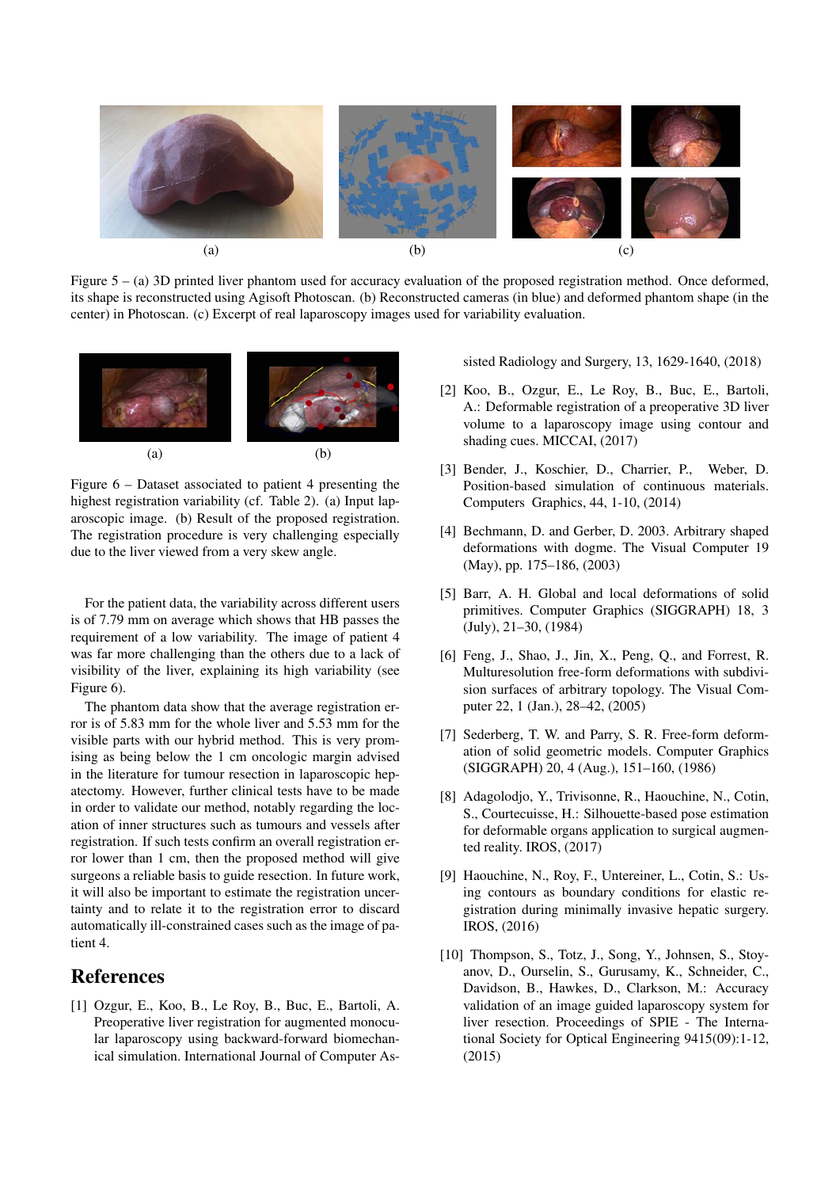(a) (b) (c)

Figure 5 – (a) 3D printed liver phantom used for accuracy evaluation of the proposed registration method. Once deformed, its shape is reconstructed using Agisoft Photoscan. (b) Reconstructed cameras (in blue) and deformed phantom shape (in the center) in Photoscan. (c) Excerpt of real laparoscopy images used for variability evaluation.

(a) (b)

Figure 6 – Dataset associated to patient 4 presenting the highest registration variability (cf. Table 2). (a) Input laparoscopic image. (b) Result of the proposed registration. The registration procedure is very challenging especially due to the liver viewed from a very skew angle.

For the patient data, the variability across different users is of 7.79 mm on average which shows that HB passes the requirement of a low variability. The image of patient 4 was far more challenging than the others due to a lack of visibility of the liver, explaining its high variability (see Figure 6).

The phantom data show that the average registration error is of 5.83 mm for the whole liver and 5.53 mm for the visible parts with our hybrid method. This is very promising as being below the 1 cm oncologic margin advised in the literature for tumour resection in laparoscopic hepatectomy. However, further clinical tests have to be made in order to validate our method, notably regarding the location of inner structures such as tumours and vessels after registration. If such tests confirm an overall registration error lower than 1 cm, then the proposed method will give surgeons a reliable basis to guide resection. In future work, it will also be important to estimate the registration uncertainty and to relate it to the registration error to discard automatically ill-constrained cases such as the image of patient 4.

## References

[1] Ozgur, E., Koo, B., Le Roy, B., Buc, E., Bartoli, A. Preoperative liver registration for augmented monocular laparoscopy using backward-forward biomechanical simulation. International Journal of Computer Assisted Radiology and Surgery, 13, 1629-1640, (2018)

[2] Koo, B., Ozgur, E., Le Roy, B., Buc, E., Bartoli, A.: Deformable registration of a preoperative 3D liver volume to a laparoscopy image using contour and shading cues. MICCAI, (2017)

[3] Bender, J., Koschier, D., Charrier, P., Weber, D. Position-based simulation of continuous materials. Computers Graphics, 44, 1-10, (2014)

[4] Bechmann, D. and Gerber, D. 2003. Arbitrary shaped deformations with dogme. The Visual Computer 19 (May), pp. 175–186, (2003)

[5] Barr, A. H. Global and local deformations of solid primitives. Computer Graphics (SIGGRAPH) 18, 3 (July), 21–30, (1984)

[6] Feng, J., Shao, J., Jin, X., Peng, Q., and Forrest, R. Multuresolution free-form deformations with subdivision surfaces of arbitrary topology. The Visual Computer 22, 1 (Jan.), 28–42, (2005)

[7] Sederberg, T. W. and Parry, S. R. Free-form deformation of solid geometric models. Computer Graphics (SIGGRAPH) 20, 4 (Aug.), 151–160, (1986)

[8] Adagolodjo, Y., Trivisonne, R., Haouchine, N., Cotin, S., Courtecuisse, H.: Silhouette-based pose estimation for deformable organs application to surgical augmented reality. IROS, (2017)

[9] Haouchine, N., Roy, F., Untereiner, L., Cotin, S.: Using contours as boundary conditions for elastic registration during minimally invasive hepatic surgery. IROS, (2016)

[10] Thompson, S., Totz, J., Song, Y., Johnsen, S., Stoyanov, D., Ourselin, S., Gurusamy, K., Schneider, C., Davidson, B., Hawkes, D., Clarkson, M.: Accuracy validation of an image guided laparoscopy system for liver resection. Proceedings of SPIE - The International Society for Optical Engineering 9415(09):1-12, (2015)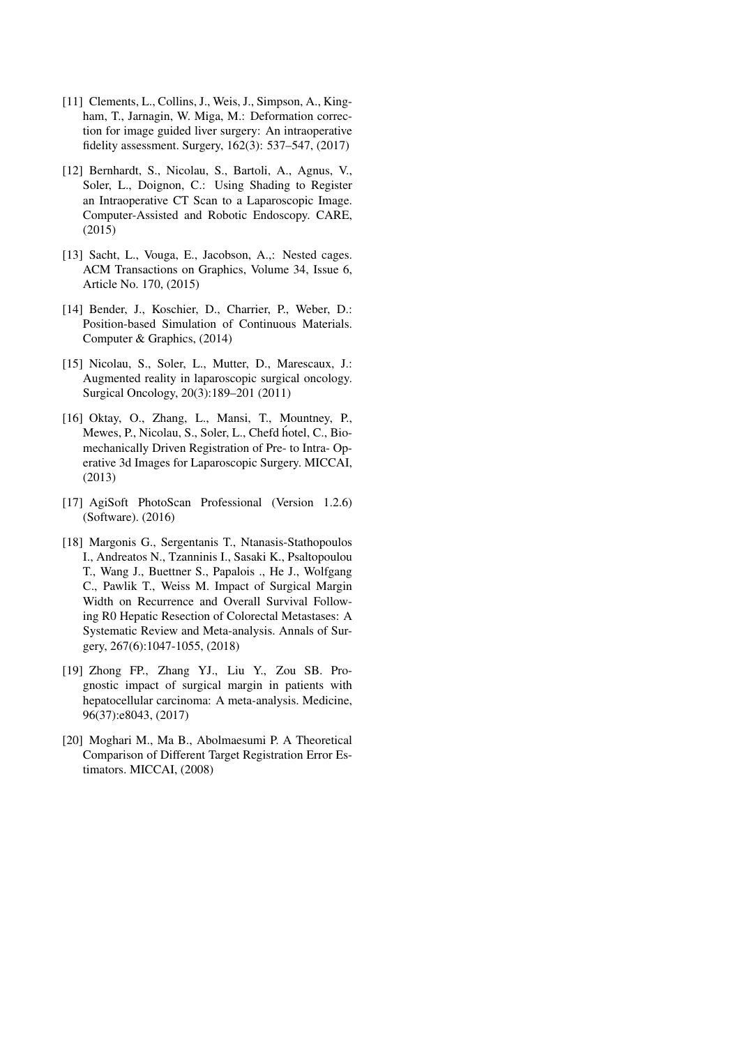[11] Clements, L., Collins, J., Weis, J., Simpson, A., Kingham, T., Jarnagin, W. Miga, M.: Deformation correction for image guided liver surgery: An intraoperative fidelity assessment. Surgery, 162(3): 537–547, (2017)

[12] Bernhardt, S., Nicolau, S., Bartoli, A., Agnus, V., Soler, L., Doignon, C.: Using Shading to Register an Intraoperative CT Scan to a Laparoscopic Image. Computer-Assisted and Robotic Endoscopy. CARE, (2015)

[13] Sacht, L., Vouga, E., Jacobson, A.,: Nested cages. ACM Transactions on Graphics, Volume 34, Issue 6, Article No. 170, (2015)

[14] Bender, J., Koschier, D., Charrier, P., Weber, D.: Position-based Simulation of Continuous Materials. Computer & Graphics, (2014)

[15] Nicolau, S., Soler, L., Mutter, D., Marescaux, J.: Augmented reality in laparoscopic surgical oncology. Surgical Oncology, 20(3):189–201 (2011)

[16] Oktay, O., Zhang, L., Mansi, T., Mountney, P., Mewes, P., Nicolau, S., Soler, L., Chefd ́hotel, C., Biomechanically Driven Registration of Pre- to Intra- Operative 3d Images for Laparoscopic Surgery. MICCAI, (2013)

[17] AgiSoft PhotoScan Professional (Version 1.2.6) (Software). (2016)

[18] Margonis G., Sergentanis T., Ntanasis-Stathopoulos I., Andreatos N., Tzanninis I., Sasaki K., Psaltopoulou T., Wang J., Buettner S., Papalois ., He J., Wolfgang C., Pawlik T., Weiss M. Impact of Surgical Margin Width on Recurrence and Overall Survival Following R0 Hepatic Resection of Colorectal Metastases: A Systematic Review and Meta-analysis. Annals of Surgery, 267(6):1047-1055, (2018)

[19] Zhong FP., Zhang YJ., Liu Y., Zou SB. Prognostic impact of surgical margin in patients with hepatocellular carcinoma: A meta-analysis. Medicine, 96(37):e8043, (2017)

[20] Moghari M., Ma B., Abolmaesumi P. A Theoretical Comparison of Different Target Registration Error Estimators. MICCAI, (2008)